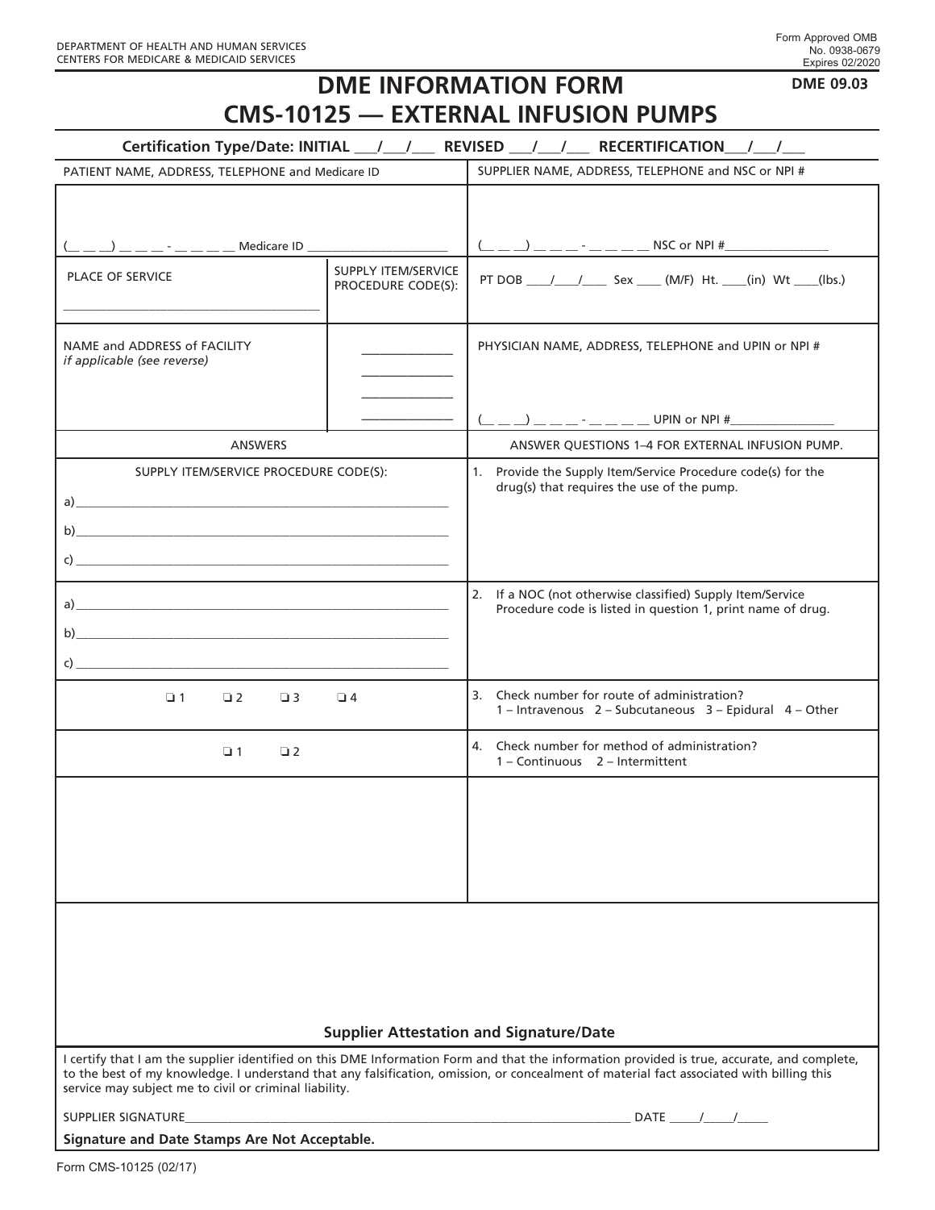DEPARTMENT OF HEALTH AND HUMAN SERVICES
CENTERS FOR MEDICARE & MEDICAID SERVICES

Form Approved OMB No. 0938-0679
Expires 02/2020

# DME INFORMATION FORM CMS-10125 — EXTERNAL INFUSION PUMPS

**DME 09.03**

**Certification Type/Date: INITIAL \_\_\_/\_\_\_/\_\_\_ REVISED \_\_\_/\_\_\_/\_\_\_ RECERTIFICATION\_\_\_/\_\_\_/\_\_\_**

| PATIENT NAME, ADDRESS, TELEPHONE and Medicare ID | | SUPPLIER NAME, ADDRESS, TELEPHONE and NSC or NPI # |
|---|---|---|
| (\_\_ \_\_ \_\_) \_\_ \_\_ \_\_ - \_\_ \_\_ \_\_ \_\_ Medicare ID \_\_\_\_\_\_\_\_\_\_\_\_\_\_\_\_\_\_\_\_\_\_ | | (\_\_ \_\_ \_\_) \_\_ \_\_ \_\_ - \_\_ \_\_ \_\_ \_\_ NSC or NPI #\_\_\_\_\_\_\_\_\_\_\_\_\_\_\_\_ |
| PLACE OF SERVICE \_\_\_\_\_\_\_\_\_\_\_\_\_\_\_\_\_\_\_\_\_\_\_\_\_\_\_\_\_\_\_\_\_\_\_\_\_\_\_\_ | SUPPLY ITEM/SERVICE PROCEDURE CODE(S): | PT DOB \_\_\_\_/\_\_\_\_/\_\_\_\_ Sex \_\_\_\_ (M/F) Ht. \_\_\_\_(in) Wt \_\_\_\_(lbs.) |
| NAME and ADDRESS of FACILITY *if applicable (see reverse)* | \_\_\_\_\_\_\_\_\_\_\_\_\_\_ <br> \_\_\_\_\_\_\_\_\_\_\_\_\_\_ <br> \_\_\_\_\_\_\_\_\_\_\_\_\_\_ <br> \_\_\_\_\_\_\_\_\_\_\_\_\_\_ | PHYSICIAN NAME, ADDRESS, TELEPHONE and UPIN or NPI # <br><br> (\_\_ \_\_ \_\_) \_\_ \_\_ \_\_ - \_\_ \_\_ \_\_ \_\_ UPIN or NPI #\_\_\_\_\_\_\_\_\_\_\_\_\_\_\_\_ |

| ANSWERS | ANSWER QUESTIONS 1–4 FOR EXTERNAL INFUSION PUMP. |
|---|---|
| SUPPLY ITEM/SERVICE PROCEDURE CODE(S): <br> a)\_\_\_\_\_\_\_\_\_\_\_\_\_\_\_\_\_\_\_\_\_\_\_\_\_\_\_\_\_\_\_\_\_\_\_\_ <br> b)\_\_\_\_\_\_\_\_\_\_\_\_\_\_\_\_\_\_\_\_\_\_\_\_\_\_\_\_\_\_\_\_\_\_\_\_ <br> c)\_\_\_\_\_\_\_\_\_\_\_\_\_\_\_\_\_\_\_\_\_\_\_\_\_\_\_\_\_\_\_\_\_\_\_\_ | 1. Provide the Supply Item/Service Procedure code(s) for the drug(s) that requires the use of the pump. |
| a)\_\_\_\_\_\_\_\_\_\_\_\_\_\_\_\_\_\_\_\_\_\_\_\_\_\_\_\_\_\_\_\_\_\_\_\_ <br> b)\_\_\_\_\_\_\_\_\_\_\_\_\_\_\_\_\_\_\_\_\_\_\_\_\_\_\_\_\_\_\_\_\_\_\_\_ <br> c)\_\_\_\_\_\_\_\_\_\_\_\_\_\_\_\_\_\_\_\_\_\_\_\_\_\_\_\_\_\_\_\_\_\_\_\_ | 2. If a NOC (not otherwise classified) Supply Item/Service Procedure code is listed in question 1, print name of drug. |
| ❑ 1 ❑ 2 ❑ 3 ❑ 4 | 3. Check number for route of administration? 1 – Intravenous 2 – Subcutaneous 3 – Epidural 4 – Other |
| ❑ 1 ❑ 2 | 4. Check number for method of administration? 1 – Continuous 2 – Intermittent |

**Supplier Attestation and Signature/Date**

I certify that I am the supplier identified on this DME Information Form and that the information provided is true, accurate, and complete, to the best of my knowledge. I understand that any falsification, omission, or concealment of material fact associated with billing this service may subject me to civil or criminal liability.

SUPPLIER SIGNATURE\_\_\_\_\_\_\_\_\_\_\_\_\_\_\_\_\_\_\_\_\_\_\_\_\_\_\_\_\_\_\_\_\_\_\_\_\_\_\_\_\_\_\_\_\_\_\_\_\_\_\_\_\_\_\_\_ DATE \_\_\_\_\_/\_\_\_\_\_/\_\_\_\_\_

**Signature and Date Stamps Are Not Acceptable.**

Form CMS-10125 (02/17)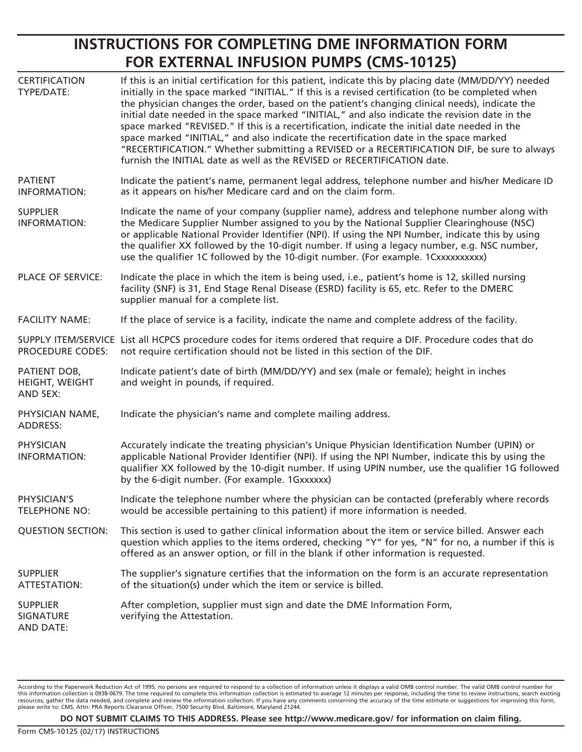# INSTRUCTIONS FOR COMPLETING DME INFORMATION FORM FOR EXTERNAL INFUSION PUMPS (CMS-10125)

| | |
|---|---|
| CERTIFICATION TYPE/DATE: | If this is an initial certification for this patient, indicate this by placing date (MM/DD/YY) needed initially in the space marked "INITIAL." If this is a revised certification (to be completed when the physician changes the order, based on the patient's changing clinical needs), indicate the initial date needed in the space marked "INITIAL," and also indicate the revision date in the space marked "REVISED." If this is a recertification, indicate the initial date needed in the space marked "INITIAL," and also indicate the recertification date in the space marked "RECERTIFICATION." Whether submitting a REVISED or a RECERTIFICATION DIF, be sure to always furnish the INITIAL date as well as the REVISED or RECERTIFICATION date. |
| PATIENT INFORMATION: | Indicate the patient's name, permanent legal address, telephone number and his/her Medicare ID as it appears on his/her Medicare card and on the claim form. |
| SUPPLIER INFORMATION: | Indicate the name of your company (supplier name), address and telephone number along with the Medicare Supplier Number assigned to you by the National Supplier Clearinghouse (NSC) or applicable National Provider Identifier (NPI). If using the NPI Number, indicate this by using the qualifier XX followed by the 10-digit number. If using a legacy number, e.g. NSC number, use the qualifier 1C followed by the 10-digit number. (For example. 1Cxxxxxxxxxx) |
| PLACE OF SERVICE: | Indicate the place in which the item is being used, i.e., patient's home is 12, skilled nursing facility (SNF) is 31, End Stage Renal Disease (ESRD) facility is 65, etc. Refer to the DMERC supplier manual for a complete list. |
| FACILITY NAME: | If the place of service is a facility, indicate the name and complete address of the facility. |
| SUPPLY ITEM/SERVICE PROCEDURE CODES: | List all HCPCS procedure codes for items ordered that require a DIF. Procedure codes that do not require certification should not be listed in this section of the DIF. |
| PATIENT DOB, HEIGHT, WEIGHT AND SEX: | Indicate patient's date of birth (MM/DD/YY) and sex (male or female); height in inches and weight in pounds, if required. |
| PHYSICIAN NAME, ADDRESS: | Indicate the physician's name and complete mailing address. |
| PHYSICIAN INFORMATION: | Accurately indicate the treating physician's Unique Physician Identification Number (UPIN) or applicable National Provider Identifier (NPI). If using the NPI Number, indicate this by using the qualifier XX followed by the 10-digit number. If using UPIN number, use the qualifier 1G followed by the 6-digit number. (For example. 1Gxxxxxx) |
| PHYSICIAN'S TELEPHONE NO: | Indicate the telephone number where the physician can be contacted (preferably where records would be accessible pertaining to this patient) if more information is needed. |
| QUESTION SECTION: | This section is used to gather clinical information about the item or service billed. Answer each question which applies to the items ordered, checking "Y" for yes, "N" for no, a number if this is offered as an answer option, or fill in the blank if other information is requested. |
| SUPPLIER ATTESTATION: | The supplier's signature certifies that the information on the form is an accurate representation of the situation(s) under which the item or service is billed. |
| SUPPLIER SIGNATURE AND DATE: | After completion, supplier must sign and date the DME Information Form, verifying the Attestation. |

According to the Paperwork Reduction Act of 1995, no persons are required to respond to a collection of information unless it displays a valid OMB control number. The valid OMB control number for this information collection is 0938-0679. The time required to complete this information collection is estimated to average 12 minutes per response, including the time to review instructions, search existing resources, gather the data needed, and complete and review the information collection. If you have any comments concerning the accuracy of the time estimate or suggestions for improving this form, please write to: CMS, Attn: PRA Reports Clearance Officer, 7500 Security Blvd. Baltimore, Maryland 21244.

**DO NOT SUBMIT CLAIMS TO THIS ADDRESS. Please see http://www.medicare.gov/ for information on claim filing.**

Form CMS-10125 (02/17) INSTRUCTIONS